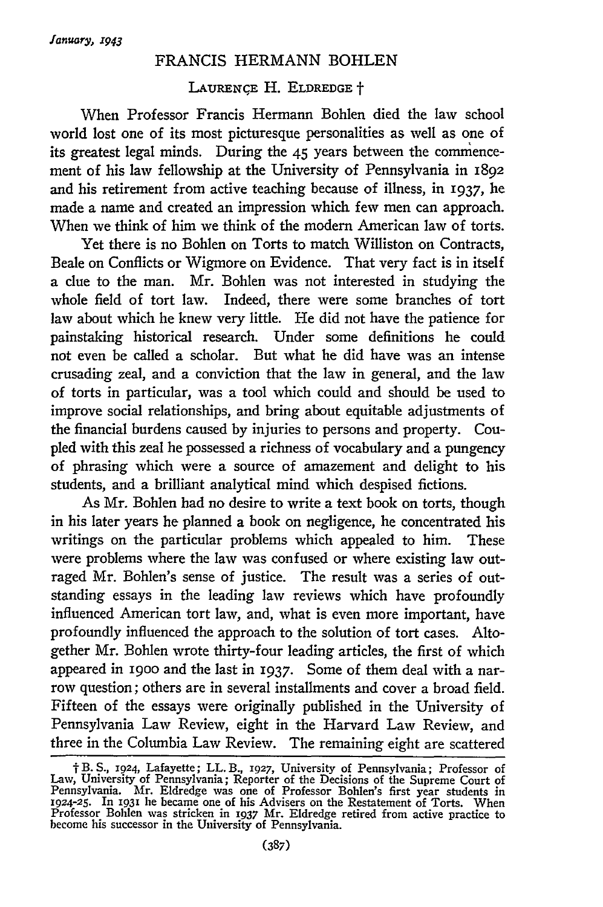# FRANCIS HERMANN BOHLEN

LAURENÇE H. ELDREDGE †

When Professor Francis Hermann Bohlen died the law school world lost one of its most picturesque personalities as well as one of its greatest legal minds. During the 45 years between the commencement of his law fellowship at the University of Pennsylvania in 1892 and his retirement from active teaching because of illness, in 1937, he made a name and created an impression which few men can approach. When we think of him we think of the modern American law of torts.

Yet there is no Bohlen on Torts to match Williston on Contracts, Beale on Conflicts or Wigmore on Evidence. That very fact is in itself a clue to the man. Mr. Bohlen was not interested in studying the whole field of tort law. Indeed, there were some branches of tort law about which he knew very little. He did not have the patience for painstaking historical research. Under some definitions he could not even be called a scholar. But what he did have was an intense crusading zeal, and a conviction that the law in general, and the law of torts in particular, was a tool which could and should be used to improve social relationships, and bring about equitable adjustments of the financial burdens caused by injuries to persons and property. Coupled with this zeal he possessed a richness of vocabulary and a pungency of phrasing which were a source of amazement and delight to his students, and a brilliant analytical mind which despised fictions.

As Mr. Bohlen had no desire to write a text book on torts, though in his later years he planned a book on negligence, he concentrated his writings on the particular problems which appealed to him. These were problems where the law was confused or where existing law outraged Mr. Bohlen's sense of justice. The result was a series of outstanding essays in the leading law reviews which have profoundly influenced American tort law, and, what is even more important, have profoundly influenced the approach to the solution of tort cases. Altogether Mr. Bohlen wrote thirty-four leading articles, the first of which appeared in 1900 and the last in 1937. Some of them deal with a narrow question; others are in several installments and cover a broad field. Fifteen of the essays were originally published in the University of Pennsylvania Law Review, eight in the Harvard Law Review, and three in the Columbia Law Review. The remaining eight are scattered

---

† B. S., 1924, Lafayette; LL. B., 1927, University of Pennsylvania; Professor of Law, University of Pennsylvania; Reporter of the Decisions of the Supreme Court of Pennsylvania. Mr. Eldredge was one of Professor Bohlen's first year students in 1924-25. In 1931 he became one of his Advisers on the Restatement of Torts. When Professor Bohlen was stricken in 1937 Mr. Eldredge retired from active practice to become his successor in the University of Pennsylvania.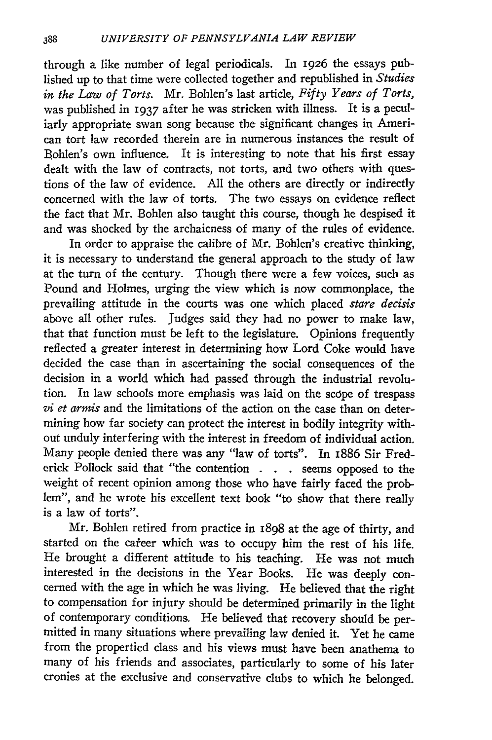through a like number of legal periodicals. In 1926 the essays published up to that time were collected together and republished in *Studies in the Law of Torts*. Mr. Bohlen's last article, *Fifty Years of Torts*, was published in 1937 after he was stricken with illness. It is a peculiarly appropriate swan song because the significant changes in American tort law recorded therein are in numerous instances the result of Bohlen's own influence. It is interesting to note that his first essay dealt with the law of contracts, not torts, and two others with questions of the law of evidence. All the others are directly or indirectly concerned with the law of torts. The two essays on evidence reflect the fact that Mr. Bohlen also taught this course, though he despised it and was shocked by the archaicness of many of the rules of evidence.

In order to appraise the calibre of Mr. Bohlen's creative thinking, it is necessary to understand the general approach to the study of law at the turn of the century. Though there were a few voices, such as Pound and Holmes, urging the view which is now commonplace, the prevailing attitude in the courts was one which placed *stare decisis* above all other rules. Judges said they had no power to make law, that that function must be left to the legislature. Opinions frequently reflected a greater interest in determining how Lord Coke would have decided the case than in ascertaining the social consequences of the decision in a world which had passed through the industrial revolution. In law schools more emphasis was laid on the scope of trespass *vi et armis* and the limitations of the action on the case than on determining how far society can protect the interest in bodily integrity without unduly interfering with the interest in freedom of individual action. Many people denied there was any "law of torts". In 1886 Sir Frederick Pollock said that "the contention . . . . seems opposed to the weight of recent opinion among those who have fairly faced the problem", and he wrote his excellent text book "to show that there really is a law of torts".

Mr. Bohlen retired from practice in 1898 at the age of thirty, and started on the career which was to occupy him the rest of his life. He brought a different attitude to his teaching. He was not much interested in the decisions in the Year Books. He was deeply concerned with the age in which he was living. He believed that the right to compensation for injury should be determined primarily in the light of contemporary conditions. He believed that recovery should be permitted in many situations where prevailing law denied it. Yet he came from the propertied class and his views must have been anathema to many of his friends and associates, particularly to some of his later cronies at the exclusive and conservative clubs to which he belonged.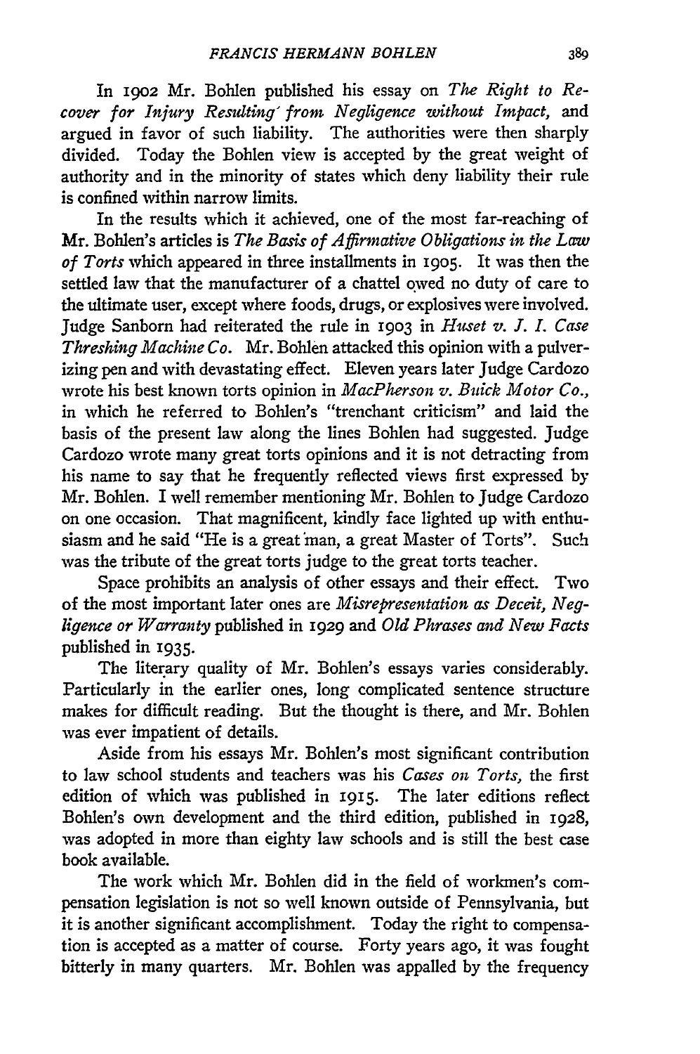In 1902 Mr. Bohlen published his essay on *The Right to Recover for Injury Resulting from Negligence without Impact,* and argued in favor of such liability. The authorities were then sharply divided. Today the Bohlen view is accepted by the great weight of authority and in the minority of states which deny liability their rule is confined within narrow limits.

In the results which it achieved, one of the most far-reaching of Mr. Bohlen's articles is *The Basis of Affirmative Obligations in the Law of Torts* which appeared in three installments in 1905. It was then the settled law that the manufacturer of a chattel owed no duty of care to the ultimate user, except where foods, drugs, or explosives were involved. Judge Sanborn had reiterated the rule in 1903 in *Huset v. J. I. Case Threshing Machine Co.* Mr. Bohlen attacked this opinion with a pulverizing pen and with devastating effect. Eleven years later Judge Cardozo wrote his best known torts opinion in *MacPherson v. Buick Motor Co.,* in which he referred to Bohlen's "trenchant criticism" and laid the basis of the present law along the lines Bohlen had suggested. Judge Cardozo wrote many great torts opinions and it is not detracting from his name to say that he frequently reflected views first expressed by Mr. Bohlen. I well remember mentioning Mr. Bohlen to Judge Cardozo on one occasion. That magnificent, kindly face lighted up with enthusiasm and he said "He is a great man, a great Master of Torts". Such was the tribute of the great torts judge to the great torts teacher.

Space prohibits an analysis of other essays and their effect. Two of the most important later ones are *Misrepresentation as Deceit, Negligence or Warranty* published in 1929 and *Old Phrases and New Facts* published in 1935.

The literary quality of Mr. Bohlen's essays varies considerably. Particularly in the earlier ones, long complicated sentence structure makes for difficult reading. But the thought is there, and Mr. Bohlen was ever impatient of details.

Aside from his essays Mr. Bohlen's most significant contribution to law school students and teachers was his *Cases on Torts,* the first edition of which was published in 1915. The later editions reflect Bohlen's own development and the third edition, published in 1928, was adopted in more than eighty law schools and is still the best case book available.

The work which Mr. Bohlen did in the field of workmen's compensation legislation is not so well known outside of Pennsylvania, but it is another significant accomplishment. Today the right to compensation is accepted as a matter of course. Forty years ago, it was fought bitterly in many quarters. Mr. Bohlen was appalled by the frequency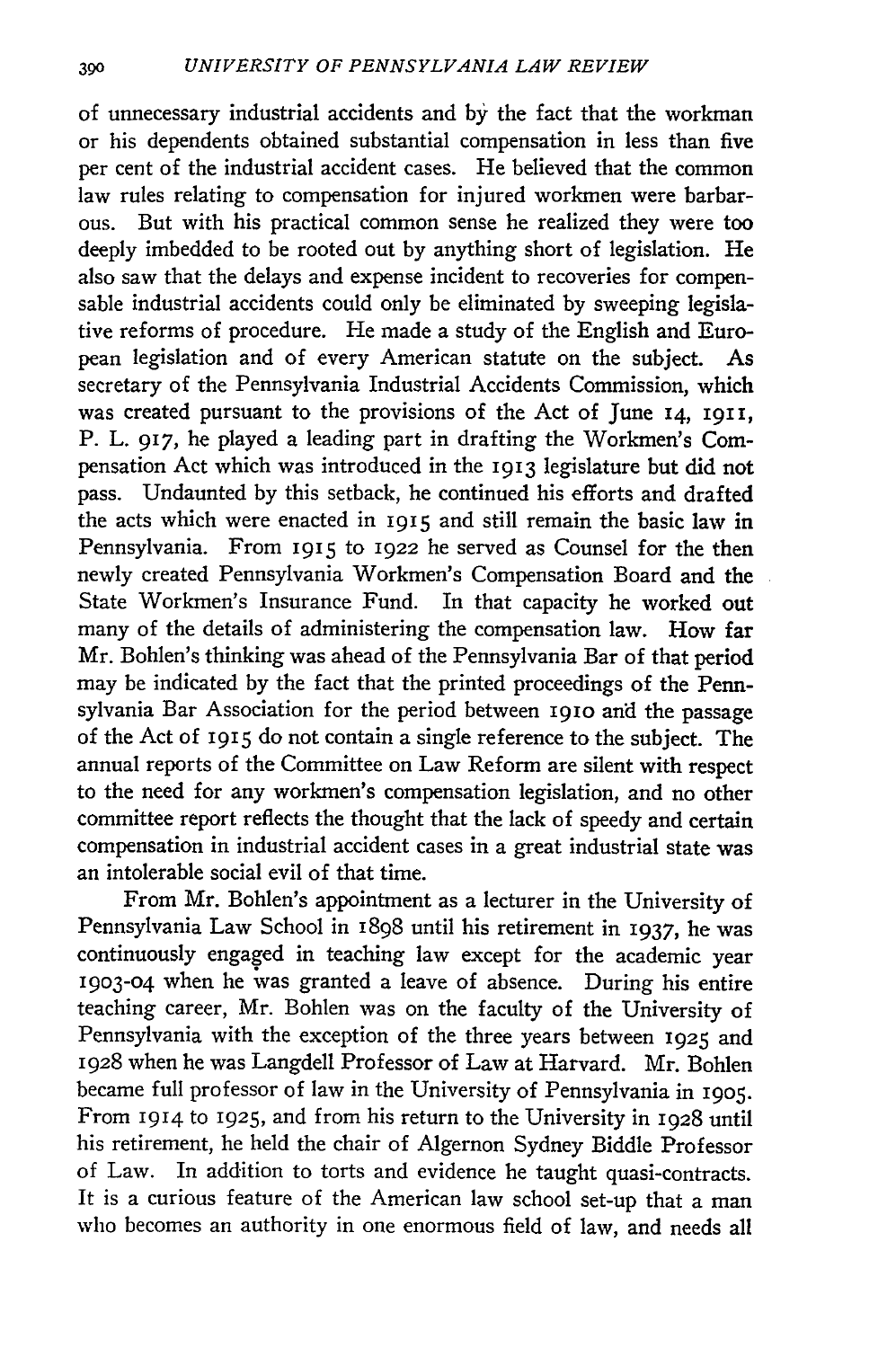of unnecessary industrial accidents and by the fact that the workman or his dependents obtained substantial compensation in less than five per cent of the industrial accident cases. He believed that the common law rules relating to compensation for injured workmen were barbarous. But with his practical common sense he realized they were too deeply imbedded to be rooted out by anything short of legislation. He also saw that the delays and expense incident to recoveries for compensable industrial accidents could only be eliminated by sweeping legislative reforms of procedure. He made a study of the English and European legislation and of every American statute on the subject. As secretary of the Pennsylvania Industrial Accidents Commission, which was created pursuant to the provisions of the Act of June 14, 1911, P. L. 917, he played a leading part in drafting the Workmen's Compensation Act which was introduced in the 1913 legislature but did not pass. Undaunted by this setback, he continued his efforts and drafted the acts which were enacted in 1915 and still remain the basic law in Pennsylvania. From 1915 to 1922 he served as Counsel for the then newly created Pennsylvania Workmen's Compensation Board and the State Workmen's Insurance Fund. In that capacity he worked out many of the details of administering the compensation law. How far Mr. Bohlen's thinking was ahead of the Pennsylvania Bar of that period may be indicated by the fact that the printed proceedings of the Pennsylvania Bar Association for the period between 1910 and the passage of the Act of 1915 do not contain a single reference to the subject. The annual reports of the Committee on Law Reform are silent with respect to the need for any workmen's compensation legislation, and no other committee report reflects the thought that the lack of speedy and certain compensation in industrial accident cases in a great industrial state was an intolerable social evil of that time.

From Mr. Bohlen's appointment as a lecturer in the University of Pennsylvania Law School in 1898 until his retirement in 1937, he was continuously engaged in teaching law except for the academic year 1903-04 when he was granted a leave of absence. During his entire teaching career, Mr. Bohlen was on the faculty of the University of Pennsylvania with the exception of the three years between 1925 and 1928 when he was Langdell Professor of Law at Harvard. Mr. Bohlen became full professor of law in the University of Pennsylvania in 1905. From 1914 to 1925, and from his return to the University in 1928 until his retirement, he held the chair of Algernon Sydney Biddle Professor of Law. In addition to torts and evidence he taught quasi-contracts. It is a curious feature of the American law school set-up that a man who becomes an authority in one enormous field of law, and needs all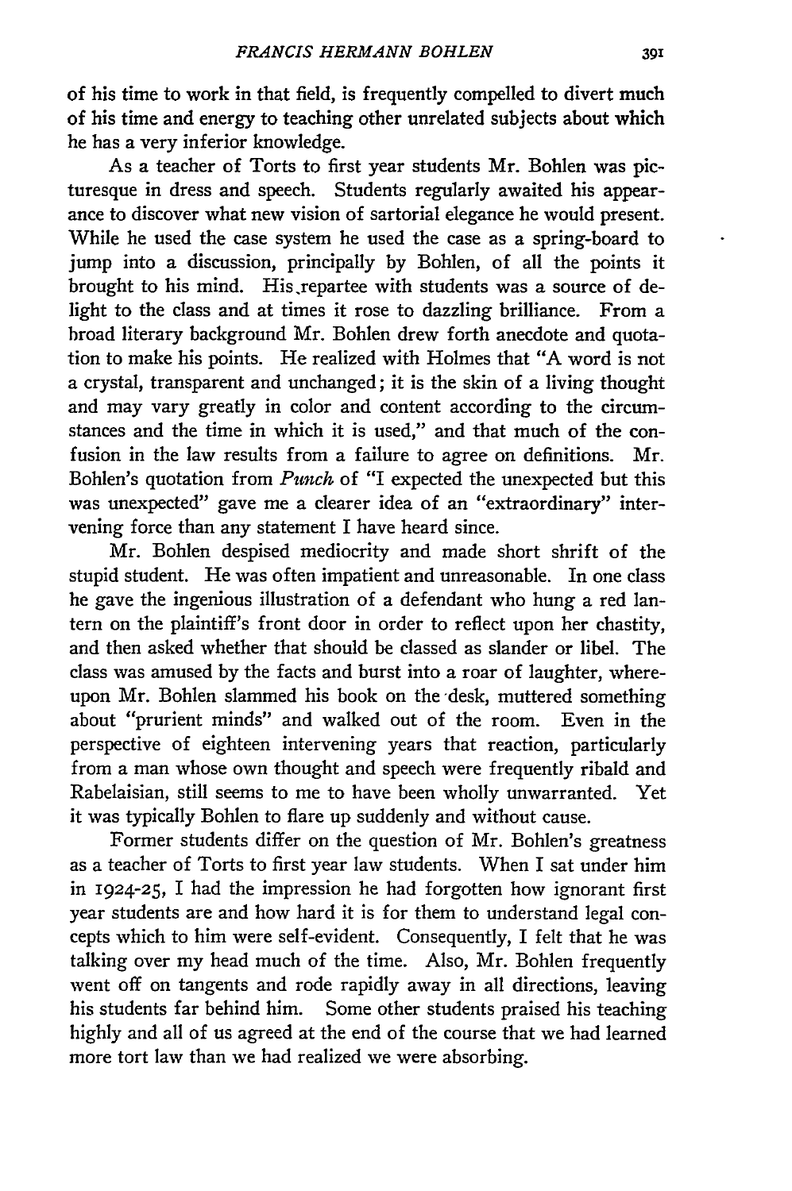of his time to work in that field, is frequently compelled to divert much of his time and energy to teaching other unrelated subjects about which he has a very inferior knowledge.

As a teacher of Torts to first year students Mr. Bohlen was picturesque in dress and speech. Students regularly awaited his appearance to discover what new vision of sartorial elegance he would present. While he used the case system he used the case as a spring-board to jump into a discussion, principally by Bohlen, of all the points it brought to his mind. His repartee with students was a source of delight to the class and at times it rose to dazzling brilliance. From a broad literary background Mr. Bohlen drew forth anecdote and quotation to make his points. He realized with Holmes that "A word is not a crystal, transparent and unchanged; it is the skin of a living thought and may vary greatly in color and content according to the circumstances and the time in which it is used," and that much of the confusion in the law results from a failure to agree on definitions. Mr. Bohlen's quotation from *Punch* of "I expected the unexpected but this was unexpected" gave me a clearer idea of an "extraordinary" intervening force than any statement I have heard since.

Mr. Bohlen despised mediocrity and made short shrift of the stupid student. He was often impatient and unreasonable. In one class he gave the ingenious illustration of a defendant who hung a red lantern on the plaintiff's front door in order to reflect upon her chastity, and then asked whether that should be classed as slander or libel. The class was amused by the facts and burst into a roar of laughter, whereupon Mr. Bohlen slammed his book on the desk, muttered something about "prurient minds" and walked out of the room. Even in the perspective of eighteen intervening years that reaction, particularly from a man whose own thought and speech were frequently ribald and Rabelaisian, still seems to me to have been wholly unwarranted. Yet it was typically Bohlen to flare up suddenly and without cause.

Former students differ on the question of Mr. Bohlen's greatness as a teacher of Torts to first year law students. When I sat under him in 1924-25, I had the impression he had forgotten how ignorant first year students are and how hard it is for them to understand legal concepts which to him were self-evident. Consequently, I felt that he was talking over my head much of the time. Also, Mr. Bohlen frequently went off on tangents and rode rapidly away in all directions, leaving his students far behind him. Some other students praised his teaching highly and all of us agreed at the end of the course that we had learned more tort law than we had realized we were absorbing.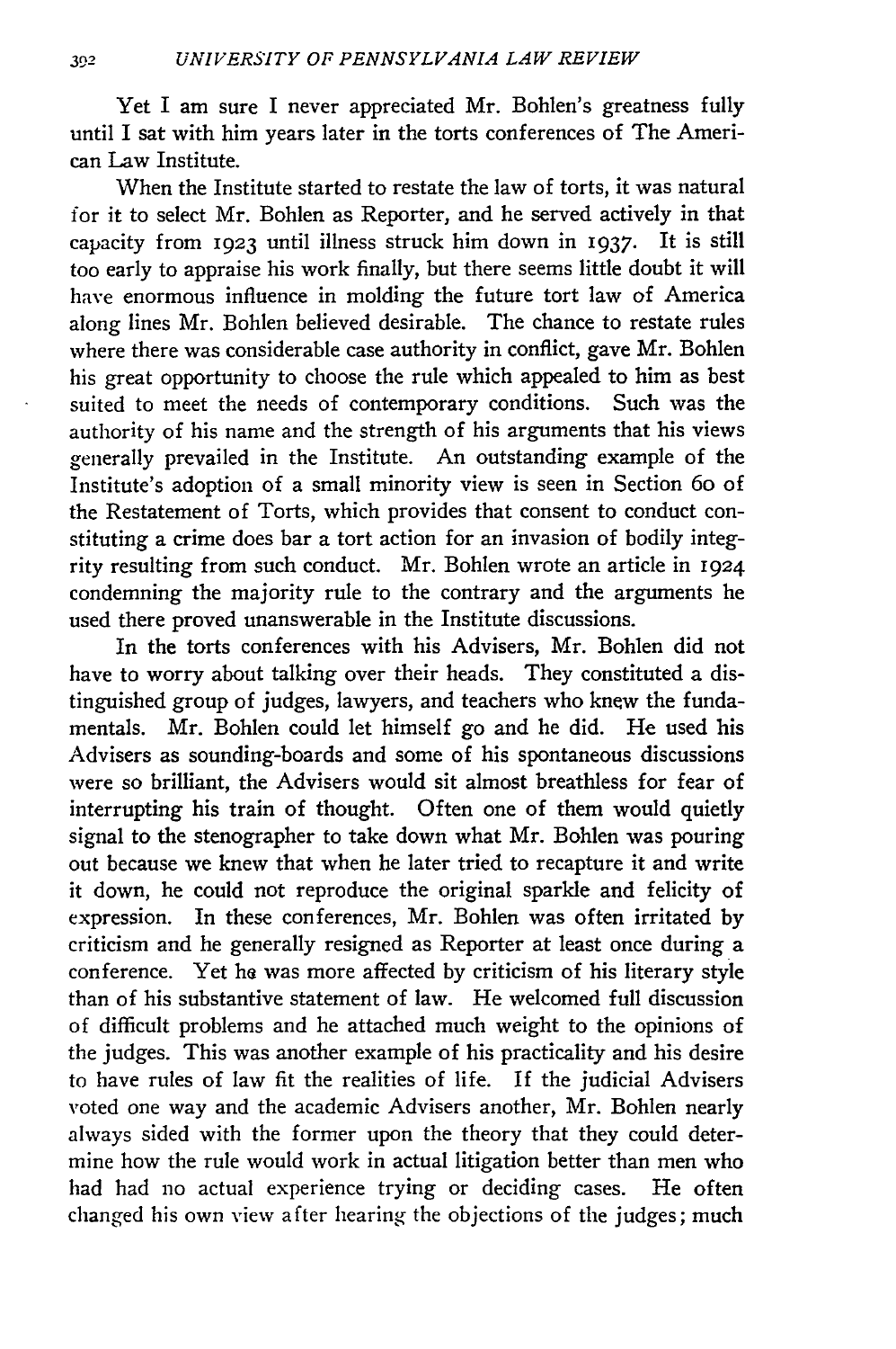Yet I am sure I never appreciated Mr. Bohlen's greatness fully until I sat with him years later in the torts conferences of The American Law Institute.

When the Institute started to restate the law of torts, it was natural for it to select Mr. Bohlen as Reporter, and he served actively in that capacity from 1923 until illness struck him down in 1937. It is still too early to appraise his work finally, but there seems little doubt it will have enormous influence in molding the future tort law of America along lines Mr. Bohlen believed desirable. The chance to restate rules where there was considerable case authority in conflict, gave Mr. Bohlen his great opportunity to choose the rule which appealed to him as best suited to meet the needs of contemporary conditions. Such was the authority of his name and the strength of his arguments that his views generally prevailed in the Institute. An outstanding example of the Institute's adoption of a small minority view is seen in Section 60 of the Restatement of Torts, which provides that consent to conduct constituting a crime does bar a tort action for an invasion of bodily integrity resulting from such conduct. Mr. Bohlen wrote an article in 1924 condemning the majority rule to the contrary and the arguments he used there proved unanswerable in the Institute discussions.

In the torts conferences with his Advisers, Mr. Bohlen did not have to worry about talking over their heads. They constituted a distinguished group of judges, lawyers, and teachers who knew the fundamentals. Mr. Bohlen could let himself go and he did. He used his Advisers as sounding-boards and some of his spontaneous discussions were so brilliant, the Advisers would sit almost breathless for fear of interrupting his train of thought. Often one of them would quietly signal to the stenographer to take down what Mr. Bohlen was pouring out because we knew that when he later tried to recapture it and write it down, he could not reproduce the original sparkle and felicity of expression. In these conferences, Mr. Bohlen was often irritated by criticism and he generally resigned as Reporter at least once during a conference. Yet he was more affected by criticism of his literary style than of his substantive statement of law. He welcomed full discussion of difficult problems and he attached much weight to the opinions of the judges. This was another example of his practicality and his desire to have rules of law fit the realities of life. If the judicial Advisers voted one way and the academic Advisers another, Mr. Bohlen nearly always sided with the former upon the theory that they could determine how the rule would work in actual litigation better than men who had had no actual experience trying or deciding cases. He often changed his own view after hearing the objections of the judges; much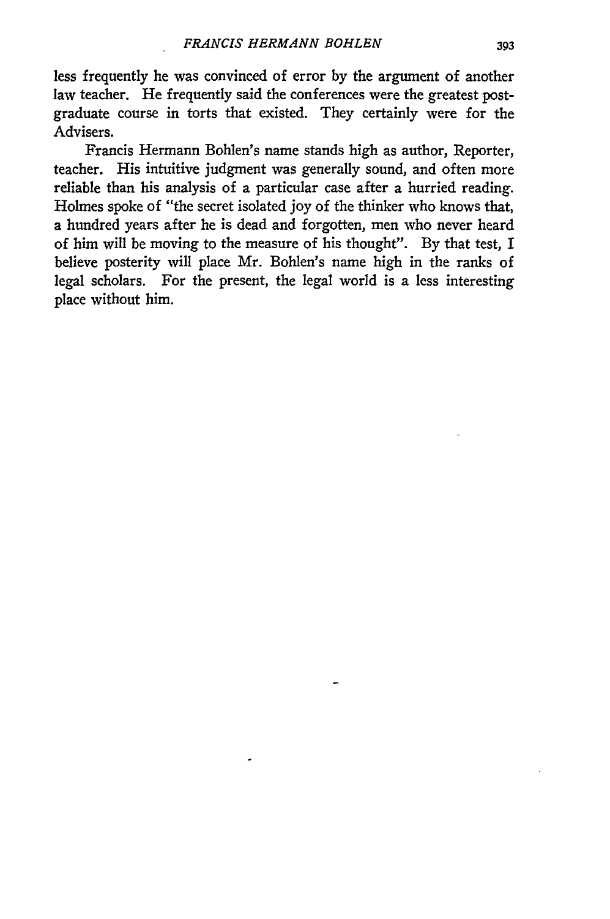less frequently he was convinced of error by the argument of another law teacher. He frequently said the conferences were the greatest post-graduate course in torts that existed. They certainly were for the Advisers.

Francis Hermann Bohlen's name stands high as author, Reporter, teacher. His intuitive judgment was generally sound, and often more reliable than his analysis of a particular case after a hurried reading. Holmes spoke of "the secret isolated joy of the thinker who knows that, a hundred years after he is dead and forgotten, men who never heard of him will be moving to the measure of his thought". By that test, I believe posterity will place Mr. Bohlen's name high in the ranks of legal scholars. For the present, the legal world is a less interesting place without him.